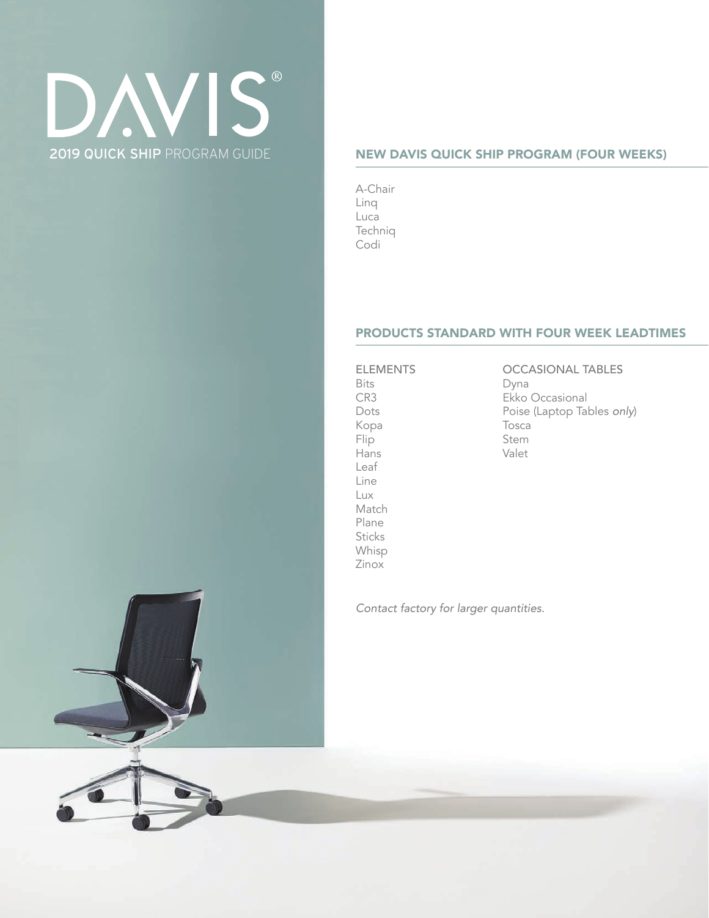# DAVIS®

2019 **QUICK SHIP** PROGRAM GUIDE

## NEW DAVIS QUICK SHIP PROGRAM (FOUR WEEKS)

A-Chair
Linq
Luca
Techniq
Codi

## PRODUCTS STANDARD WITH FOUR WEEK LEADTIMES

ELEMENTS
Bits
CR3
Dots
Kopa
Flip
Hans
Leaf
Line
Lux
Match
Plane
Sticks
Whisp
Zinox

OCCASIONAL TABLES
Dyna
Ekko Occasional
Poise (Laptop Tables *only*)
Tosca
Stem
Valet

*Contact factory for larger quantities.*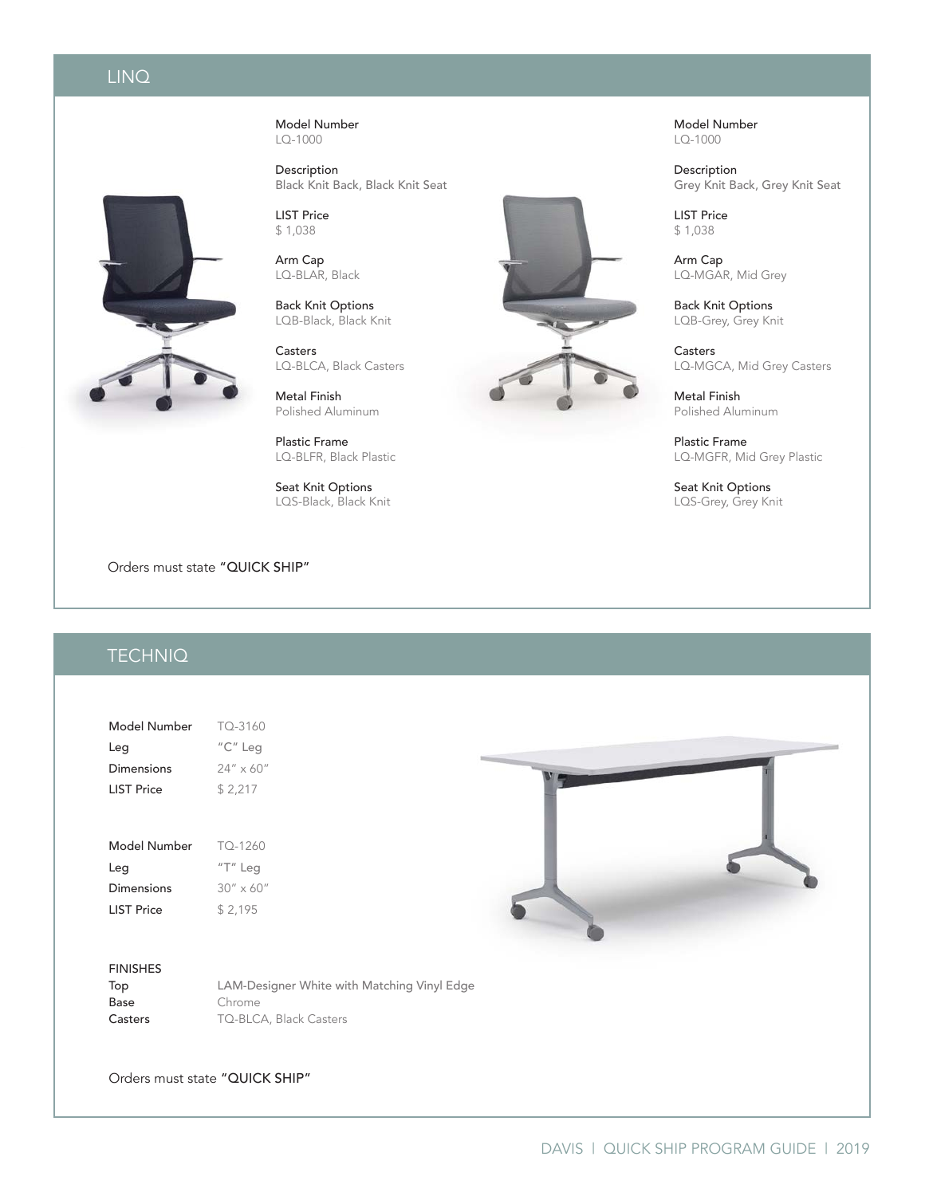## LINQ

**Model Number**
LQ-1000

**Description**
Black Knit Back, Black Knit Seat

**LIST Price**
$ 1,038

**Arm Cap**
LQ-BLAR, Black

**Back Knit Options**
LQB-Black, Black Knit

**Casters**
LQ-BLCA, Black Casters

**Metal Finish**
Polished Aluminum

**Plastic Frame**
LQ-BLFR, Black Plastic

**Seat Knit Options**
LQS-Black, Black Knit

**Model Number**
LQ-1000

**Description**
Grey Knit Back, Grey Knit Seat

**LIST Price**
$ 1,038

**Arm Cap**
LQ-MGAR, Mid Grey

**Back Knit Options**
LQB-Grey, Grey Knit

**Casters**
LQ-MGCA, Mid Grey Casters

**Metal Finish**
Polished Aluminum

**Plastic Frame**
LQ-MGFR, Mid Grey Plastic

**Seat Knit Options**
LQS-Grey, Grey Knit

Orders must state "QUICK SHIP"

## TECHNIQ

| | |
|---|---|
| Model Number | TQ-3160 |
| Leg | "C" Leg |
| Dimensions | 24" x 60" |
| LIST Price | $ 2,217 |

| | |
|---|---|
| Model Number | TQ-1260 |
| Leg | "T" Leg |
| Dimensions | 30" x 60" |
| LIST Price | $ 2,195 |

**FINISHES**

| | |
|---|---|
| Top | LAM-Designer White with Matching Vinyl Edge |
| Base | Chrome |
| Casters | TQ-BLCA, Black Casters |

Orders must state "QUICK SHIP"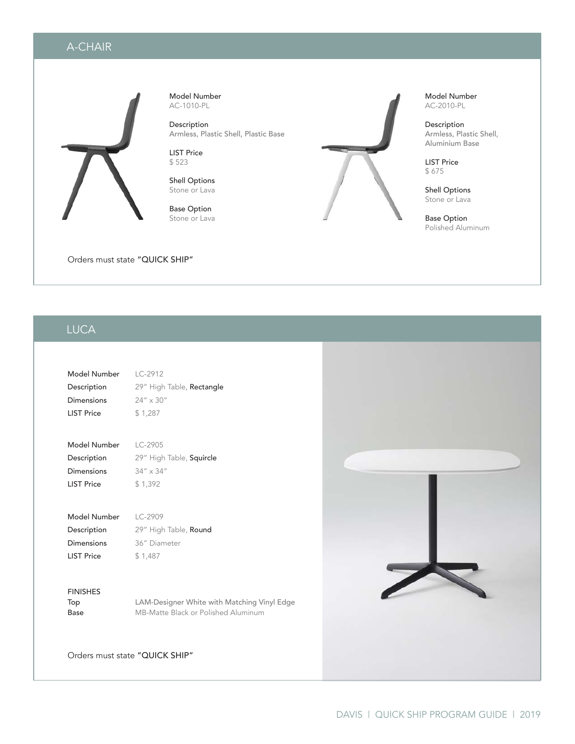## A-CHAIR

**Model Number**
AC-1010-PL

**Description**
Armless, Plastic Shell, Plastic Base

**LIST Price**
$ 523

**Shell Options**
Stone or Lava

**Base Option**
Stone or Lava

**Model Number**
AC-2010-PL

**Description**
Armless, Plastic Shell, Aluminium Base

**LIST Price**
$ 675

**Shell Options**
Stone or Lava

**Base Option**
Polished Aluminum

Orders must state **"QUICK SHIP"**

## LUCA

| | |
|---|---|
| Model Number | LC-2912 |
| Description | 29" High Table, **Rectangle** |
| Dimensions | 24" x 30" |
| LIST Price | $ 1,287 |

| | |
|---|---|
| Model Number | LC-2905 |
| Description | 29" High Table, **Squircle** |
| Dimensions | 34" x 34" |
| LIST Price | $ 1,392 |

| | |
|---|---|
| Model Number | LC-2909 |
| Description | 29" High Table, **Round** |
| Dimensions | 36" Diameter |
| LIST Price | $ 1,487 |

**FINISHES**

| | |
|---|---|
| Top | LAM-Designer White with Matching Vinyl Edge |
| Base | MB-Matte Black or Polished Aluminum |

Orders must state **"QUICK SHIP"**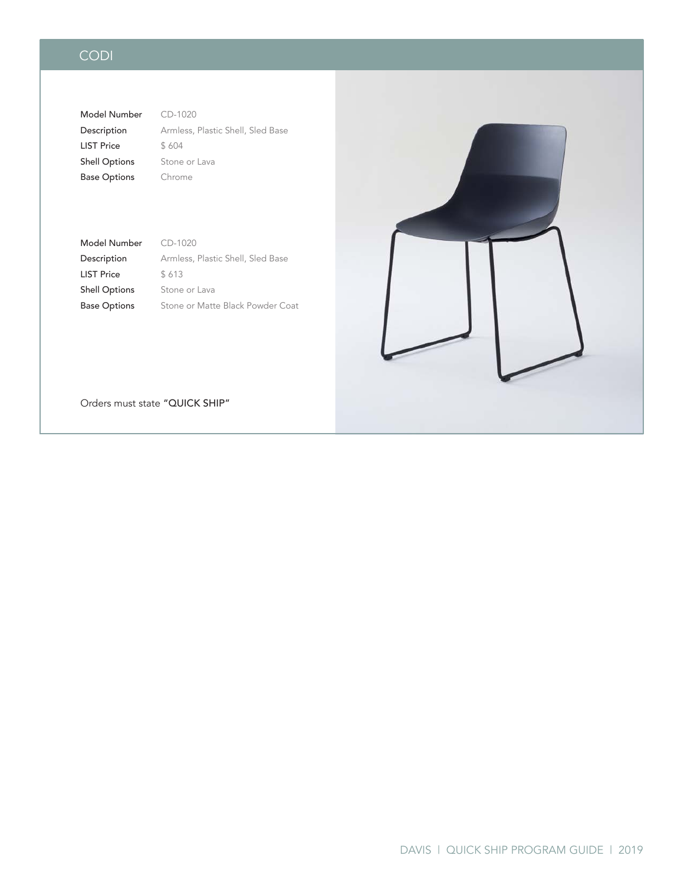## CODI

| | |
|---|---|
| **Model Number** | CD-1020 |
| **Description** | Armless, Plastic Shell, Sled Base |
| **LIST Price** | $ 604 |
| **Shell Options** | Stone or Lava |
| **Base Options** | Chrome |

| | |
|---|---|
| **Model Number** | CD-1020 |
| **Description** | Armless, Plastic Shell, Sled Base |
| **LIST Price** | $ 613 |
| **Shell Options** | Stone or Lava |
| **Base Options** | Stone or Matte Black Powder Coat |

Orders must state **"QUICK SHIP"**